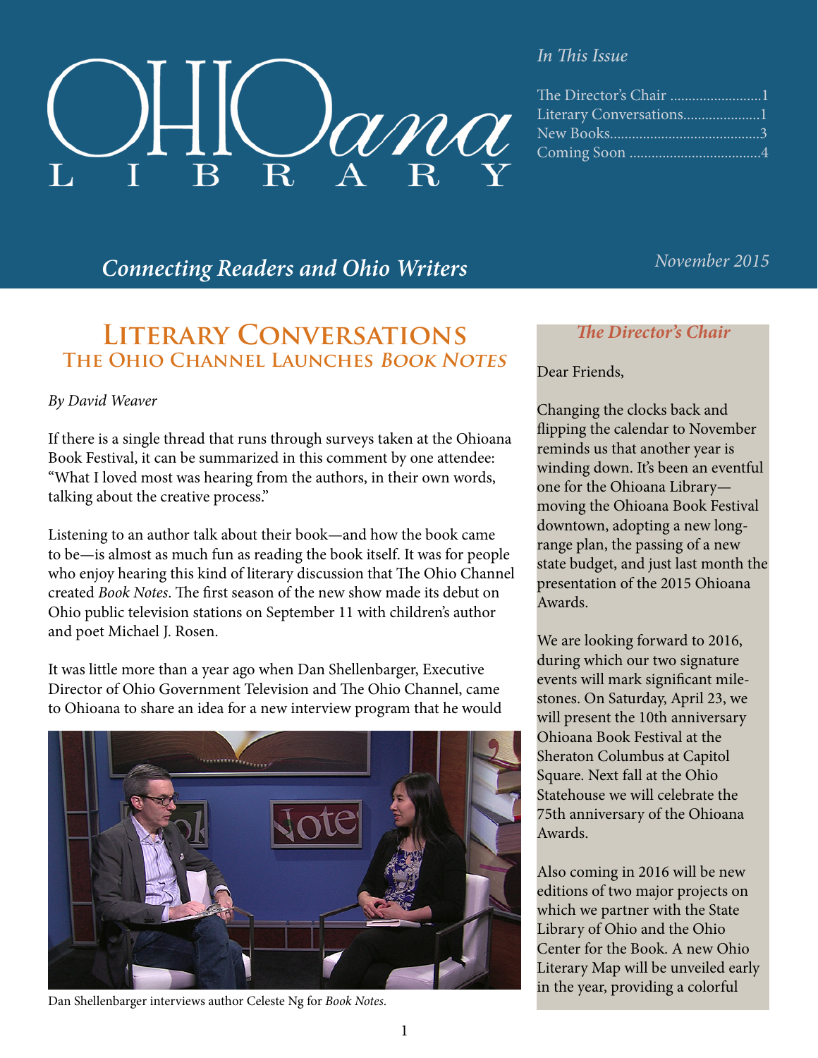# OHIOana LIBRARY

*Connecting Readers and Ohio Writers*

*November 2015*

*In This Issue*

- The Director's Chair .........................1
- Literary Conversations.....................1
- New Books.........................................3
- Coming Soon ....................................4

## LITERARY CONVERSATIONS
### THE OHIO CHANNEL LAUNCHES *BOOK NOTES*

*By David Weaver*

If there is a single thread that runs through surveys taken at the Ohioana Book Festival, it can be summarized in this comment by one attendee: "What I loved most was hearing from the authors, in their own words, talking about the creative process."

Listening to an author talk about their book—and how the book came to be—is almost as much fun as reading the book itself. It was for people who enjoy hearing this kind of literary discussion that The Ohio Channel created *Book Notes*. The first season of the new show made its debut on Ohio public television stations on September 11 with children's author and poet Michael J. Rosen.

It was little more than a year ago when Dan Shellenbarger, Executive Director of Ohio Government Television and The Ohio Channel, came to Ohioana to share an idea for a new interview program that he would

Dan Shellenbarger interviews author Celeste Ng for *Book Notes*.

### *The Director's Chair*

Dear Friends,

Changing the clocks back and flipping the calendar to November reminds us that another year is winding down. It's been an eventful one for the Ohioana Library—moving the Ohioana Book Festival downtown, adopting a new long-range plan, the passing of a new state budget, and just last month the presentation of the 2015 Ohioana Awards.

We are looking forward to 2016, during which our two signature events will mark significant mile-stones. On Saturday, April 23, we will present the 10th anniversary Ohioana Book Festival at the Sheraton Columbus at Capitol Square. Next fall at the Ohio Statehouse we will celebrate the 75th anniversary of the Ohioana Awards.

Also coming in 2016 will be new editions of two major projects on which we partner with the State Library of Ohio and the Ohio Center for the Book. A new Ohio Literary Map will be unveiled early in the year, providing a colorful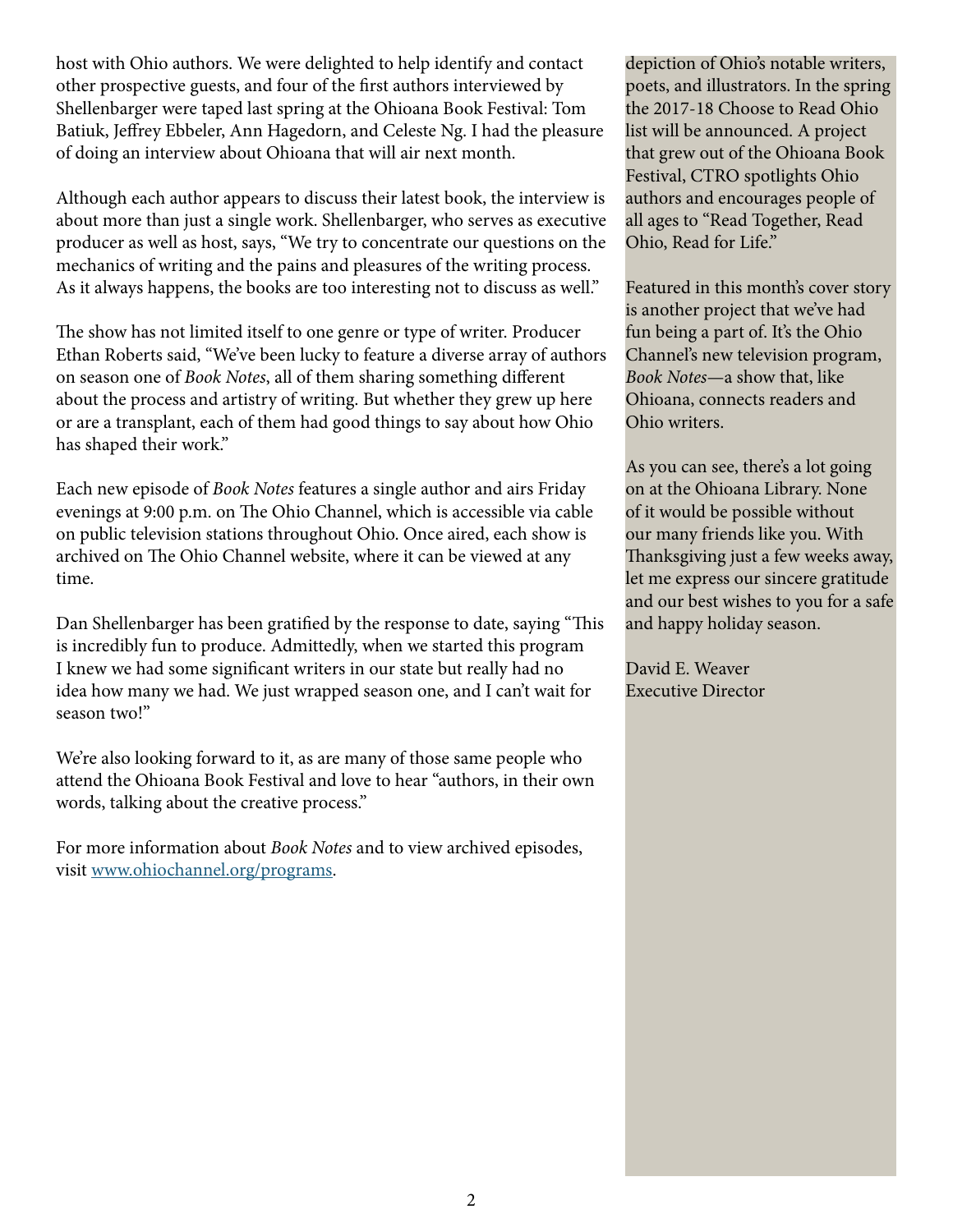host with Ohio authors. We were delighted to help identify and contact other prospective guests, and four of the first authors interviewed by Shellenbarger were taped last spring at the Ohioana Book Festival: Tom Batiuk, Jeffrey Ebbeler, Ann Hagedorn, and Celeste Ng. I had the pleasure of doing an interview about Ohioana that will air next month.

Although each author appears to discuss their latest book, the interview is about more than just a single work. Shellenbarger, who serves as executive producer as well as host, says, "We try to concentrate our questions on the mechanics of writing and the pains and pleasures of the writing process. As it always happens, the books are too interesting not to discuss as well."

The show has not limited itself to one genre or type of writer. Producer Ethan Roberts said, "We've been lucky to feature a diverse array of authors on season one of *Book Notes*, all of them sharing something different about the process and artistry of writing. But whether they grew up here or are a transplant, each of them had good things to say about how Ohio has shaped their work."

Each new episode of *Book Notes* features a single author and airs Friday evenings at 9:00 p.m. on The Ohio Channel, which is accessible via cable on public television stations throughout Ohio. Once aired, each show is archived on The Ohio Channel website, where it can be viewed at any time.

Dan Shellenbarger has been gratified by the response to date, saying "This is incredibly fun to produce. Admittedly, when we started this program I knew we had some significant writers in our state but really had no idea how many we had. We just wrapped season one, and I can't wait for season two!"

We're also looking forward to it, as are many of those same people who attend the Ohioana Book Festival and love to hear "authors, in their own words, talking about the creative process."

For more information about *Book Notes* and to view archived episodes, visit [www.ohiochannel.org/programs](www.ohiochannel.org/programs).

depiction of Ohio's notable writers, poets, and illustrators. In the spring the 2017-18 Choose to Read Ohio list will be announced. A project that grew out of the Ohioana Book Festival, CTRO spotlights Ohio authors and encourages people of all ages to "Read Together, Read Ohio, Read for Life."

Featured in this month's cover story is another project that we've had fun being a part of. It's the Ohio Channel's new television program, *Book Notes*—a show that, like Ohioana, connects readers and Ohio writers.

As you can see, there's a lot going on at the Ohioana Library. None of it would be possible without our many friends like you. With Thanksgiving just a few weeks away, let me express our sincere gratitude and our best wishes to you for a safe and happy holiday season.

David E. Weaver
Executive Director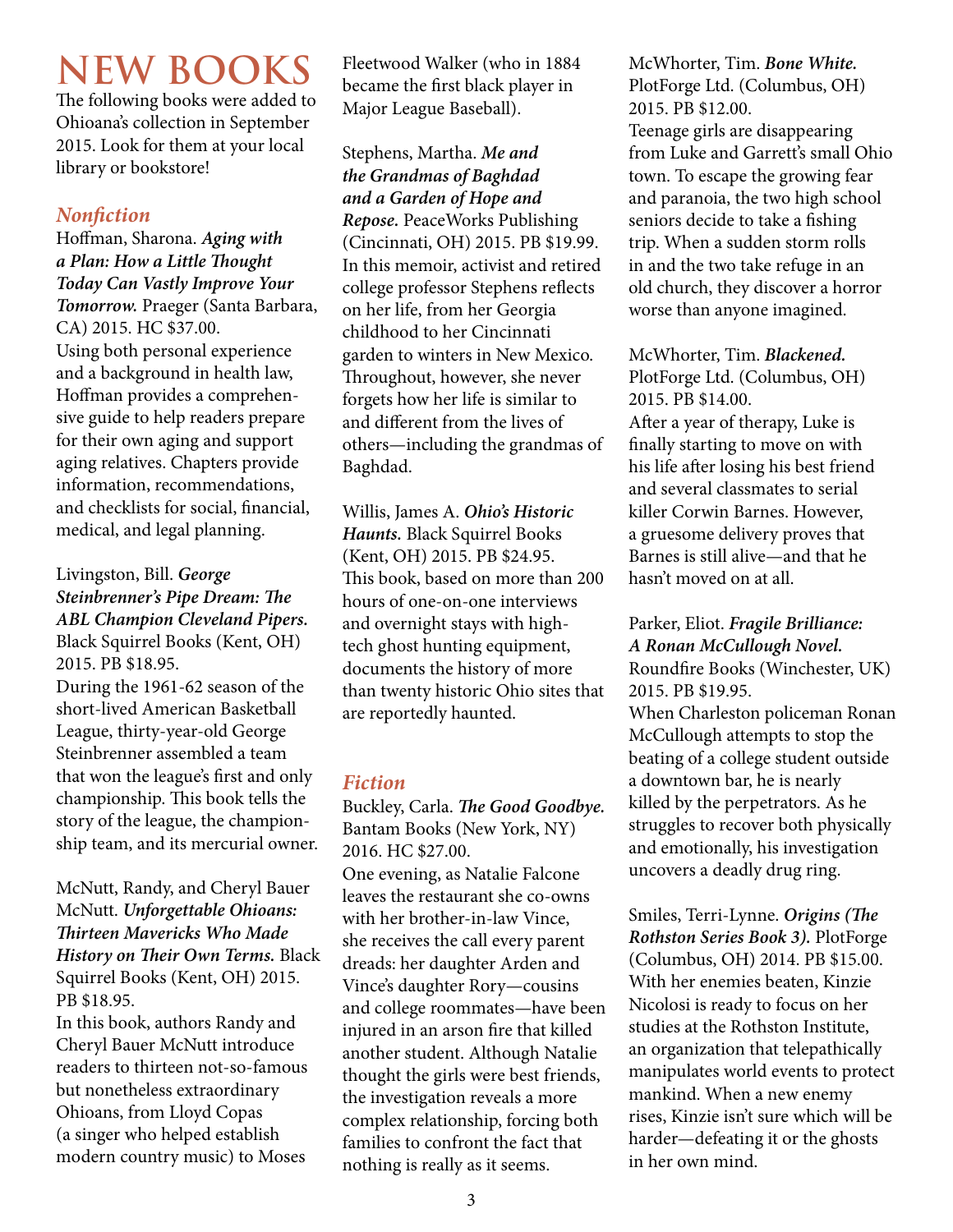# NEW BOOKS

The following books were added to Ohioana's collection in September 2015. Look for them at your local library or bookstore!

## *Nonfiction*

Hoffman, Sharona. ***Aging with a Plan: How a Little Thought Today Can Vastly Improve Your Tomorrow.*** Praeger (Santa Barbara, CA) 2015. HC $37.00.
Using both personal experience and a background in health law, Hoffman provides a comprehensive guide to help readers prepare for their own aging and support aging relatives. Chapters provide information, recommendations, and checklists for social, financial, medical, and legal planning.

Livingston, Bill. ***George Steinbrenner's Pipe Dream: The ABL Champion Cleveland Pipers.*** Black Squirrel Books (Kent, OH) 2015. PB $18.95.
During the 1961-62 season of the short-lived American Basketball League, thirty-year-old George Steinbrenner assembled a team that won the league's first and only championship. This book tells the story of the league, the championship team, and its mercurial owner.

McNutt, Randy, and Cheryl Bauer McNutt. ***Unforgettable Ohioans: Thirteen Mavericks Who Made History on Their Own Terms.*** Black Squirrel Books (Kent, OH) 2015. PB $18.95.
In this book, authors Randy and Cheryl Bauer McNutt introduce readers to thirteen not-so-famous but nonetheless extraordinary Ohioans, from Lloyd Copas (a singer who helped establish modern country music) to Moses Fleetwood Walker (who in 1884 became the first black player in Major League Baseball).

Stephens, Martha. ***Me and the Grandmas of Baghdad and a Garden of Hope and Repose.*** PeaceWorks Publishing (Cincinnati, OH) 2015. PB $19.99.
In this memoir, activist and retired college professor Stephens reflects on her life, from her Georgia childhood to her Cincinnati garden to winters in New Mexico. Throughout, however, she never forgets how her life is similar to and different from the lives of others—including the grandmas of Baghdad.

Willis, James A. ***Ohio's Historic Haunts.*** Black Squirrel Books (Kent, OH) 2015. PB $24.95.
This book, based on more than 200 hours of one-on-one interviews and overnight stays with high-tech ghost hunting equipment, documents the history of more than twenty historic Ohio sites that are reportedly haunted.

## *Fiction*

Buckley, Carla. ***The Good Goodbye.*** Bantam Books (New York, NY) 2016. HC $27.00.
One evening, as Natalie Falcone leaves the restaurant she co-owns with her brother-in-law Vince, she receives the call every parent dreads: her daughter Arden and Vince's daughter Rory—cousins and college roommates—have been injured in an arson fire that killed another student. Although Natalie thought the girls were best friends, the investigation reveals a more complex relationship, forcing both families to confront the fact that nothing is really as it seems.

McWhorter, Tim. ***Bone White.*** PlotForge Ltd. (Columbus, OH) 2015. PB $12.00.
Teenage girls are disappearing from Luke and Garrett's small Ohio town. To escape the growing fear and paranoia, the two high school seniors decide to take a fishing trip. When a sudden storm rolls in and the two take refuge in an old church, they discover a horror worse than anyone imagined.

McWhorter, Tim. ***Blackened.*** PlotForge Ltd. (Columbus, OH) 2015. PB $14.00.
After a year of therapy, Luke is finally starting to move on with his life after losing his best friend and several classmates to serial killer Corwin Barnes. However, a gruesome delivery proves that Barnes is still alive—and that he hasn't moved on at all.

Parker, Eliot. ***Fragile Brilliance: A Ronan McCullough Novel.*** Roundfire Books (Winchester, UK) 2015. PB $19.95.
When Charleston policeman Ronan McCullough attempts to stop the beating of a college student outside a downtown bar, he is nearly killed by the perpetrators. As he struggles to recover both physically and emotionally, his investigation uncovers a deadly drug ring.

Smiles, Terri-Lynne. ***Origins (The Rothston Series Book 3).*** PlotForge (Columbus, OH) 2014. PB $15.00.
With her enemies beaten, Kinzie Nicolosi is ready to focus on her studies at the Rothston Institute, an organization that telepathically manipulates world events to protect mankind. When a new enemy rises, Kinzie isn't sure which will be harder—defeating it or the ghosts in her own mind.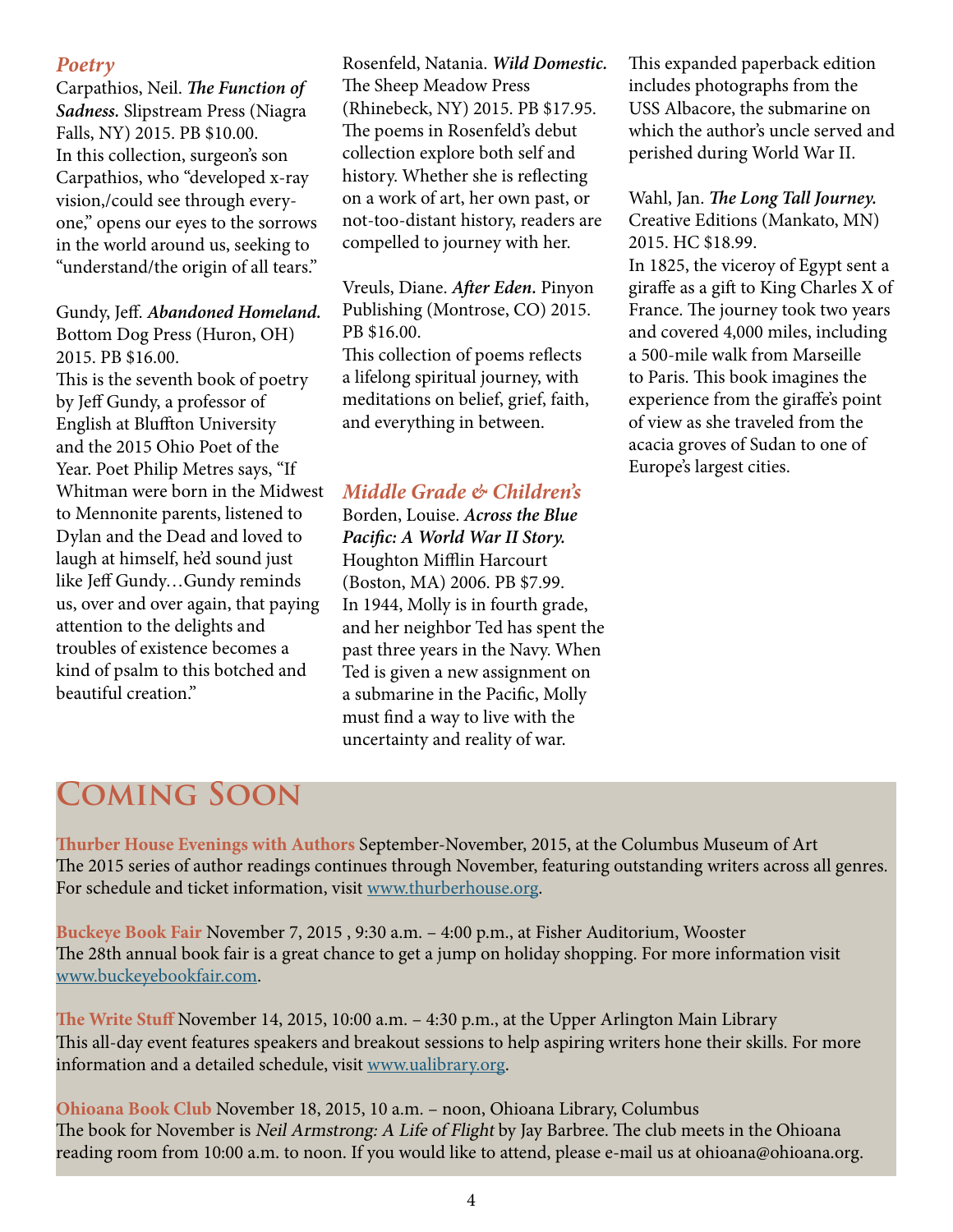## *Poetry*

Carpathios, Neil. ***The Function of Sadness.*** Slipstream Press (Niagra Falls, NY) 2015. PB $10.00.
In this collection, surgeon's son Carpathios, who "developed x-ray vision,/could see through everyone," opens our eyes to the sorrows in the world around us, seeking to "understand/the origin of all tears."

Gundy, Jeff. ***Abandoned Homeland.*** Bottom Dog Press (Huron, OH) 2015. PB $16.00.
This is the seventh book of poetry by Jeff Gundy, a professor of English at Bluffton University and the 2015 Ohio Poet of the Year. Poet Philip Metres says, "If Whitman were born in the Midwest to Mennonite parents, listened to Dylan and the Dead and loved to laugh at himself, he'd sound just like Jeff Gundy…Gundy reminds us, over and over again, that paying attention to the delights and troubles of existence becomes a kind of psalm to this botched and beautiful creation."

Rosenfeld, Natania. ***Wild Domestic.*** The Sheep Meadow Press (Rhinebeck, NY) 2015. PB $17.95.
The poems in Rosenfeld's debut collection explore both self and history. Whether she is reflecting on a work of art, her own past, or not-too-distant history, readers are compelled to journey with her.

Vreuls, Diane. ***After Eden.*** Pinyon Publishing (Montrose, CO) 2015. PB $16.00.
This collection of poems reflects a lifelong spiritual journey, with meditations on belief, grief, faith, and everything in between.

## *Middle Grade & Children's*

Borden, Louise. ***Across the Blue Pacific: A World War II Story.*** Houghton Mifflin Harcourt (Boston, MA) 2006. PB $7.99.
In 1944, Molly is in fourth grade, and her neighbor Ted has spent the past three years in the Navy. When Ted is given a new assignment on a submarine in the Pacific, Molly must find a way to live with the uncertainty and reality of war. This expanded paperback edition includes photographs from the USS Albacore, the submarine on which the author's uncle served and perished during World War II.

Wahl, Jan. ***The Long Tall Journey.*** Creative Editions (Mankato, MN) 2015. HC $18.99.
In 1825, the viceroy of Egypt sent a giraffe as a gift to King Charles X of France. The journey took two years and covered 4,000 miles, including a 500-mile walk from Marseille to Paris. This book imagines the experience from the giraffe's point of view as she traveled from the acacia groves of Sudan to one of Europe's largest cities.

# Coming Soon

**Thurber House Evenings with Authors** September-November, 2015, at the Columbus Museum of Art
The 2015 series of author readings continues through November, featuring outstanding writers across all genres. For schedule and ticket information, visit www.thurberhouse.org.

**Buckeye Book Fair** November 7, 2015 , 9:30 a.m. – 4:00 p.m., at Fisher Auditorium, Wooster
The 28th annual book fair is a great chance to get a jump on holiday shopping. For more information visit www.buckeyebookfair.com.

**The Write Stuff** November 14, 2015, 10:00 a.m. – 4:30 p.m., at the Upper Arlington Main Library
This all-day event features speakers and breakout sessions to help aspiring writers hone their skills. For more information and a detailed schedule, visit www.ualibrary.org.

**Ohioana Book Club** November 18, 2015, 10 a.m. – noon, Ohioana Library, Columbus
The book for November is *Neil Armstrong: A Life of Flight* by Jay Barbree. The club meets in the Ohioana reading room from 10:00 a.m. to noon. If you would like to attend, please e-mail us at ohioana@ohioana.org.